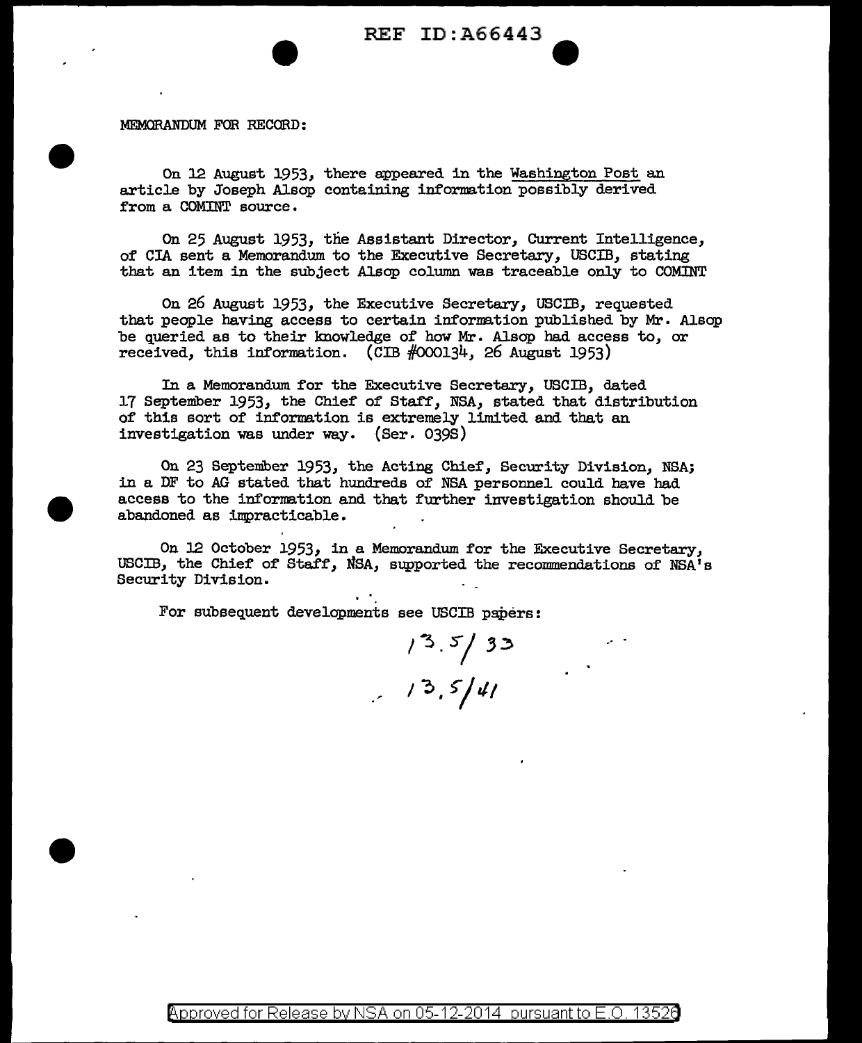MEMORANDUM FOR RECORD:

On 12 August 1953, there appeared in the Washington Post an article by Joseph Alsop containing information possibly derived from a COMINT source.

On 25 August 1953, the Assistant Director, Current Intelligence, of CIA sent a Memorandum to the Executive Secretary, USCIB, stating that an item in the subject Alsop column was traceable only to COMINT

On 26 August 1953, the Executive Secretary, USCIB, requested that people having access to certain information published by Mr. Alsop be queried as to their knowledge of how Mr. Alsop had access to, or received, this information. (CIB #000134, 26 August 1953)

In a Memorandum for the Executive Secretary, USCIB, dated 17 September 1953, the Chief of Staff, NSA, stated that distribution of this sort of information is extremely limited and that an investigation was under way. (Ser. 039S)

On 23 September 1953, the Acting Chief, Security Division, NSA; in a DF to AG stated that hundreds of NSA personnel could have had access to the information and that further investigation should be abandoned as impracticable.

On 12 October 1953, in a Memorandum for the Executive Secretary, USCIB, the Chief of Staff, NSA, supported the recommendations of NSA's Security Division.

For subsequent developments see USCIB papers:

13.5/33
13.5/41

Approved for Release by NSA on 05-12-2014 pursuant to E.O. 13526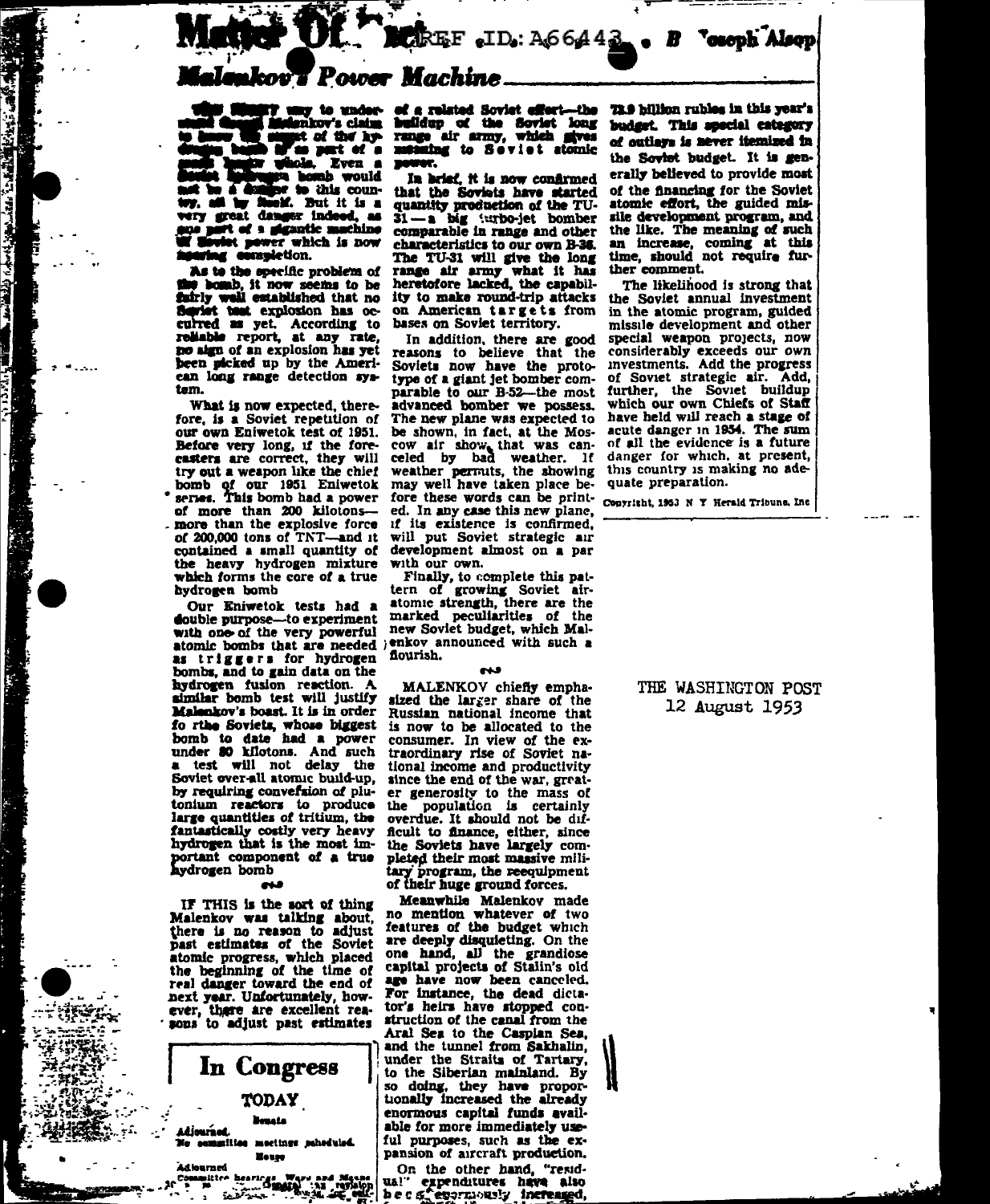# Matter Of Fact — By Joseph Alsop

CREF ID: A66443

## Malenkov's Power Machine

THE ONLY way to understand Malenkov's claim to know the secret of the hydrogen bomb is as part of a much larger whole. Even a Soviet hydrogen bomb would not be a danger to this country, all by itself. But it is a very great danger indeed, as one part of a gigantic machine of Soviet power which is now nearing completion.

As to the specific problem of the bomb, it now seems to be fairly well established that no Soviet test explosion has occurred as yet. According to reliable report, at any rate, no sign of an explosion has yet been picked up by the American long range detection system.

What is now expected, therefore, is a Soviet repetition of our own Eniwetok test of 1951. Before very long, if the forecasters are correct, they will try out a weapon like the chief bomb of our 1951 Eniwetok series. This bomb had a power of more than 200 kilotons—more than the explosive force of 200,000 tons of TNT—and it contained a small quantity of the heavy hydrogen mixture which forms the core of a true hydrogen bomb.

Our Eniwetok tests had a double purpose—to experiment with one of the very powerful atomic bombs that are needed as triggers for hydrogen bombs, and to gain data on the hydrogen fusion reaction. A similar bomb test will justify Malenkov's boast. It is in order fo rthe Soviets, whose biggest bomb to date had a power under 80 kilotons. And such a test will not delay the Soviet over-all atomic build-up, by requiring conversion of plutonium reactors to produce large quantities of tritium, the fantastically costly very heavy hydrogen that is the most important component of a true hydrogen bomb.

IF THIS is the sort of thing Malenkov was talking about, there is no reason to adjust past estimates of the Soviet atomic progress, which placed the beginning of the time of real danger toward the end of next year. Unfortunately, however, there are excellent reasons to adjust past estimates of a related Soviet effort—the buildup of the Soviet long range air army, which gives meaning to Soviet atomic power.

In brief, it is now confirmed that the Soviets have started quantity production of the TU-31—a big turbo-jet bomber comparable in range and other characteristics to our own B-36. The TU-31 will give the long range air army what it has heretofore lacked, the capability to make round-trip attacks on American targets from bases on Soviet territory.

In addition, there are good reasons to believe that the Soviets now have the prototype of a giant jet bomber comparable to our B-52—the most advanced bomber we possess. The new plane was expected to be shown, in fact, at the Moscow air show, that was canceled by bad weather. If weather permits, the showing may well have taken place before these words can be printed. In any case this new plane, if its existence is confirmed, will put Soviet strategic air development almost on a par with our own.

Finally, to complete this pattern of growing Soviet airatomic strength, there are the marked peculiarities of the new Soviet budget, which Malenkov announced with such a flourish.

MALENKOV chiefly emphasized the larger share of the Russian national income that is now to be allocated to the consumer. In view of the extraordinary rise of Soviet national income and productivity since the end of the war, greater generosity to the mass of the population is certainly overdue. It should not be difficult to finance, either, since the Soviets have largely completed their most massive military program, the reequipment of their huge ground forces.

Meanwhile Malenkov made no mention whatever of two features of the budget which are deeply disquieting. On the one hand, all the grandiose capital projects of Stalin's old age have now been canceled. For instance, the dead dictator's heirs have stopped construction of the canal from the Aral Sea to the Caspian Sea, and the tunnel from Sakhalin, under the Straits of Tartary, to the Siberian mainland. By so doing, they have proportionally increased the already enormous capital funds available for more immediately useful purposes, such as the expansion of aircraft production.

On the other hand, "residual" expenditures have also been enormously increased, to 73.9 billion rubles in this year's budget. This special category of outlays is never itemized in the Soviet budget. It is generally believed to provide most of the financing for the Soviet atomic effort, the guided missile development program, and the like. The meaning of such an increase, coming at this time, should not require further comment.

The likelihood is strong that the Soviet annual investment in the atomic program, guided missile development and other special weapon projects, now considerably exceeds our own investments. Add the progress of Soviet strategic air. Add, further, the Soviet buildup which our own Chiefs of Staff have held will reach a stage of acute danger in 1954. The sum of all the evidence is a future danger for which, at present, this country is making no adequate preparation.

Copyright, 1953 N Y Herald Tribune, Inc

THE WASHINGTON POST
12 August 1953

## In Congress

### TODAY

**Senate**

Adjourned.
No committee meetings scheduled.

**House**

Adjourned
Committee hearings Ways and Means ... tax revision ...